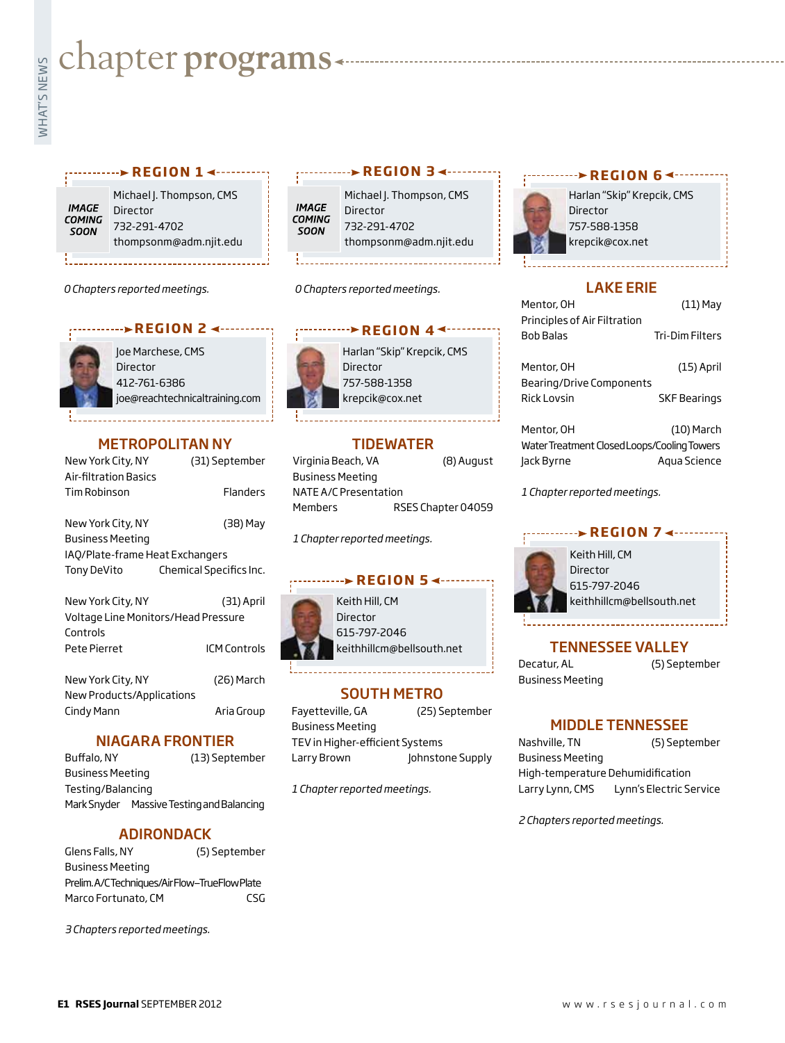# chapter programs

## REGION 1

IMAGE COMING SOON

Michael J. Thompson, CMS
Director
732-291-4702
thompsonm@adm.njit.edu

*0 Chapters reported meetings.*

## REGION 2

Joe Marchese, CMS
Director
412-761-6386
joe@reachtechnicaltraining.com

### METROPOLITAN NY

New York City, NY (31) September
Air-filtration Basics
Tim Robinson — Flanders

New York City, NY (38) May
Business Meeting
IAQ/Plate-frame Heat Exchangers
Tony DeVito — Chemical Specifics Inc.

New York City, NY (31) April
Voltage Line Monitors/Head Pressure Controls
Pete Pierret — ICM Controls

New York City, NY (26) March
New Products/Applications
Cindy Mann — Aria Group

### NIAGARA FRONTIER

Buffalo, NY (13) September
Business Meeting
Testing/Balancing
Mark Snyder — Massive Testing and Balancing

### ADIRONDACK

Glens Falls, NY (5) September
Business Meeting
Prelim. A/C Techniques/Air Flow–TrueFlow Plate
Marco Fortunato, CM — CSG

*3 Chapters reported meetings.*

## REGION 3

IMAGE COMING SOON

Michael J. Thompson, CMS
Director
732-291-4702
thompsonm@adm.njit.edu

*0 Chapters reported meetings.*

## REGION 4

Harlan "Skip" Krepcik, CMS
Director
757-588-1358
krepcik@cox.net

### TIDEWATER

Virginia Beach, VA (8) August
Business Meeting
NATE A/C Presentation
Members — RSES Chapter 04059

*1 Chapter reported meetings.*

## REGION 5

Keith Hill, CM
Director
615-797-2046
keithhillcm@bellsouth.net

### SOUTH METRO

Fayetteville, GA (25) September
Business Meeting
TEV in Higher-efficient Systems
Larry Brown — Johnstone Supply

*1 Chapter reported meetings.*

## REGION 6

Harlan "Skip" Krepcik, CMS
Director
757-588-1358
krepcik@cox.net

### LAKE ERIE

Mentor, OH (11) May
Principles of Air Filtration
Bob Balas — Tri-Dim Filters

Mentor, OH (15) April
Bearing/Drive Components
Rick Lovsin — SKF Bearings

Mentor, OH (10) March
Water Treatment Closed Loops/Cooling Towers
Jack Byrne — Aqua Science

*1 Chapter reported meetings.*

## REGION 7

Keith Hill, CM
Director
615-797-2046
keithhillcm@bellsouth.net

### TENNESSEE VALLEY

Decatur, AL (5) September
Business Meeting

### MIDDLE TENNESSEE

Nashville, TN (5) September
Business Meeting
High-temperature Dehumidification
Larry Lynn, CMS — Lynn's Electric Service

*2 Chapters reported meetings.*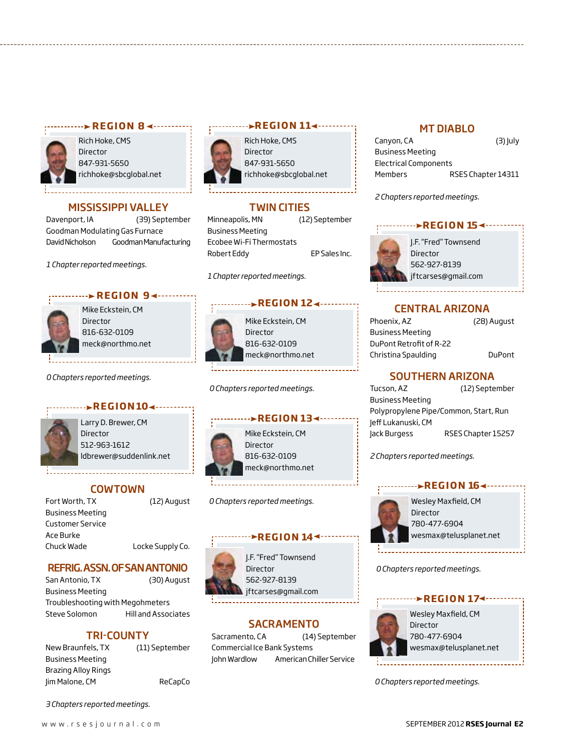## REGION 8

Rich Hoke, CMS
Director
847-931-5650
richhoke@sbcglobal.net

### MISSISSIPPI VALLEY

Davenport, IA (39) September
Goodman Modulating Gas Furnace
David Nicholson Goodman Manufacturing

*1 Chapter reported meetings.*

## REGION 9

Mike Eckstein, CM
Director
816-632-0109
meck@northmo.net

*0 Chapters reported meetings.*

## REGION 10

Larry D. Brewer, CM
Director
512-963-1612
ldbrewer@suddenlink.net

### COWTOWN

Fort Worth, TX (12) August
Business Meeting
Customer Service
Ace Burke
Chuck Wade Locke Supply Co.

### REFRIG. ASSN. OF SAN ANTONIO

San Antonio, TX (30) August
Business Meeting
Troubleshooting with Megohmeters
Steve Solomon Hill and Associates

### TRI-COUNTY

New Braunfels, TX (11) September
Business Meeting
Brazing Alloy Rings
Jim Malone, CM ReCapCo

*3 Chapters reported meetings.*

## REGION 11

Rich Hoke, CMS
Director
847-931-5650
richhoke@sbcglobal.net

### TWIN CITIES

Minneapolis, MN (12) September
Business Meeting
Ecobee Wi-Fi Thermostats
Robert Eddy EP Sales Inc.

*1 Chapter reported meetings.*

## REGION 12

Mike Eckstein, CM
Director
816-632-0109
meck@northmo.net

*0 Chapters reported meetings.*

## REGION 13

Mike Eckstein, CM
Director
816-632-0109
meck@northmo.net

*0 Chapters reported meetings.*

## REGION 14

J.F. "Fred" Townsend
Director
562-927-8139
jftcarses@gmail.com

### SACRAMENTO

Sacramento, CA (14) September
Commercial Ice Bank Systems
John Wardlow American Chiller Service

### MT DIABLO

Canyon, CA (3) July
Business Meeting
Electrical Components
Members RSES Chapter 14311

*2 Chapters reported meetings.*

## REGION 15

J.F. "Fred" Townsend
Director
562-927-8139
jftcarses@gmail.com

### CENTRAL ARIZONA

Phoenix, AZ (28) August
Business Meeting
DuPont Retrofit of R-22
Christina Spaulding DuPont

### SOUTHERN ARIZONA

Tucson, AZ (12) September
Business Meeting
Polypropylene Pipe/Common, Start, Run
Jeff Lukanuski, CM
Jack Burgess RSES Chapter 15257

*2 Chapters reported meetings.*

## REGION 16

Wesley Maxfield, CM
Director
780-477-6904
wesmax@telusplanet.net

*0 Chapters reported meetings.*

## REGION 17

Wesley Maxfield, CM
Director
780-477-6904
wesmax@telusplanet.net

*0 Chapters reported meetings.*